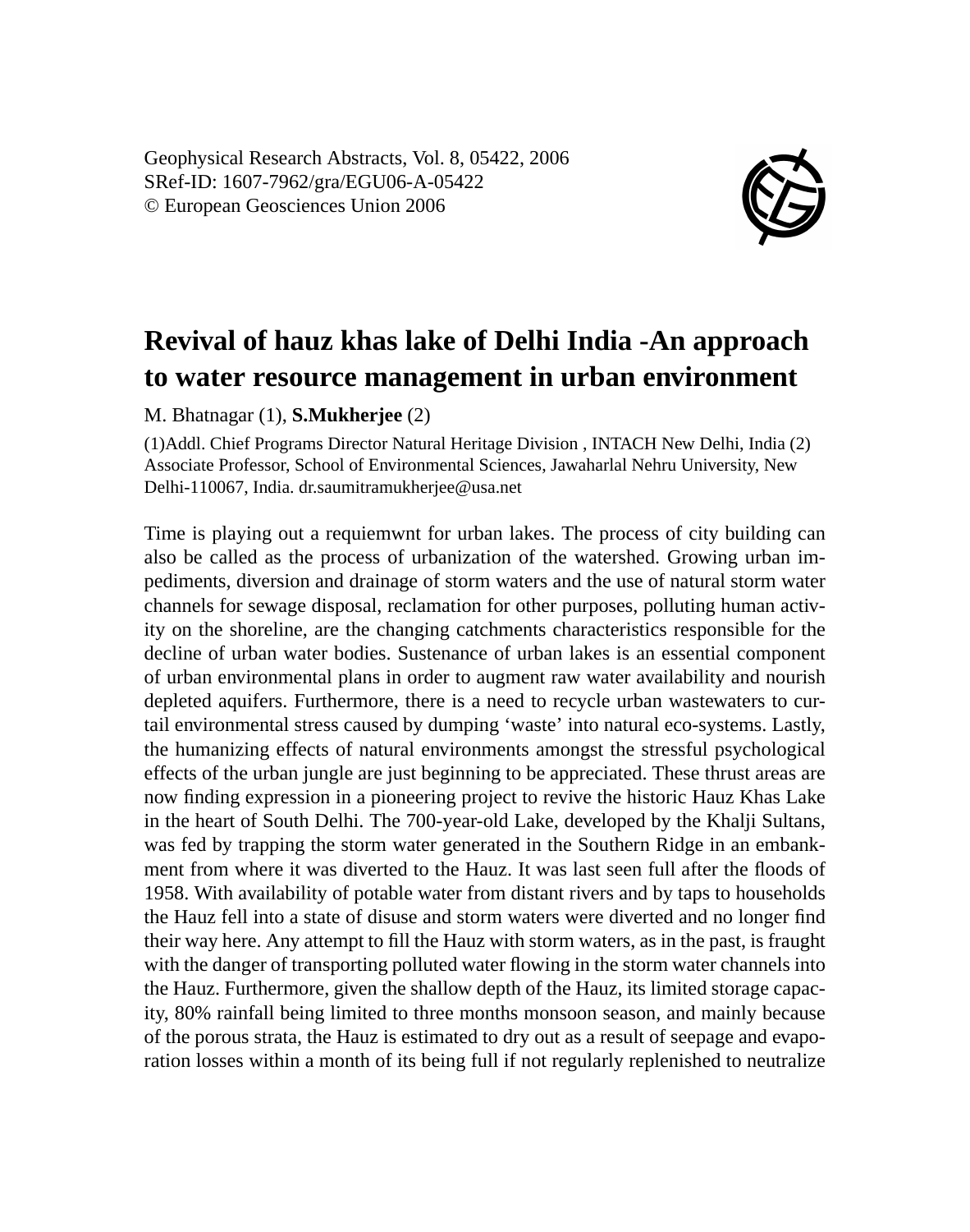Geophysical Research Abstracts, Vol. 8, 05422, 2006
SRef-ID: 1607-7962/gra/EGU06-A-05422
© European Geosciences Union 2006

# Revival of hauz khas lake of Delhi India -An approach to water resource management in urban environment

M. Bhatnagar (1), **S.Mukherjee** (2)

(1)Addl. Chief Programs Director Natural Heritage Division , INTACH New Delhi, India (2) Associate Professor, School of Environmental Sciences, Jawaharlal Nehru University, New Delhi-110067, India. dr.saumitramukherjee@usa.net

Time is playing out a requiemwnt for urban lakes. The process of city building can also be called as the process of urbanization of the watershed. Growing urban impediments, diversion and drainage of storm waters and the use of natural storm water channels for sewage disposal, reclamation for other purposes, polluting human activity on the shoreline, are the changing catchments characteristics responsible for the decline of urban water bodies. Sustenance of urban lakes is an essential component of urban environmental plans in order to augment raw water availability and nourish depleted aquifers. Furthermore, there is a need to recycle urban wastewaters to curtail environmental stress caused by dumping 'waste' into natural eco-systems. Lastly, the humanizing effects of natural environments amongst the stressful psychological effects of the urban jungle are just beginning to be appreciated. These thrust areas are now finding expression in a pioneering project to revive the historic Hauz Khas Lake in the heart of South Delhi. The 700-year-old Lake, developed by the Khalji Sultans, was fed by trapping the storm water generated in the Southern Ridge in an embankment from where it was diverted to the Hauz. It was last seen full after the floods of 1958. With availability of potable water from distant rivers and by taps to households the Hauz fell into a state of disuse and storm waters were diverted and no longer find their way here. Any attempt to fill the Hauz with storm waters, as in the past, is fraught with the danger of transporting polluted water flowing in the storm water channels into the Hauz. Furthermore, given the shallow depth of the Hauz, its limited storage capacity, 80% rainfall being limited to three months monsoon season, and mainly because of the porous strata, the Hauz is estimated to dry out as a result of seepage and evaporation losses within a month of its being full if not regularly replenished to neutralize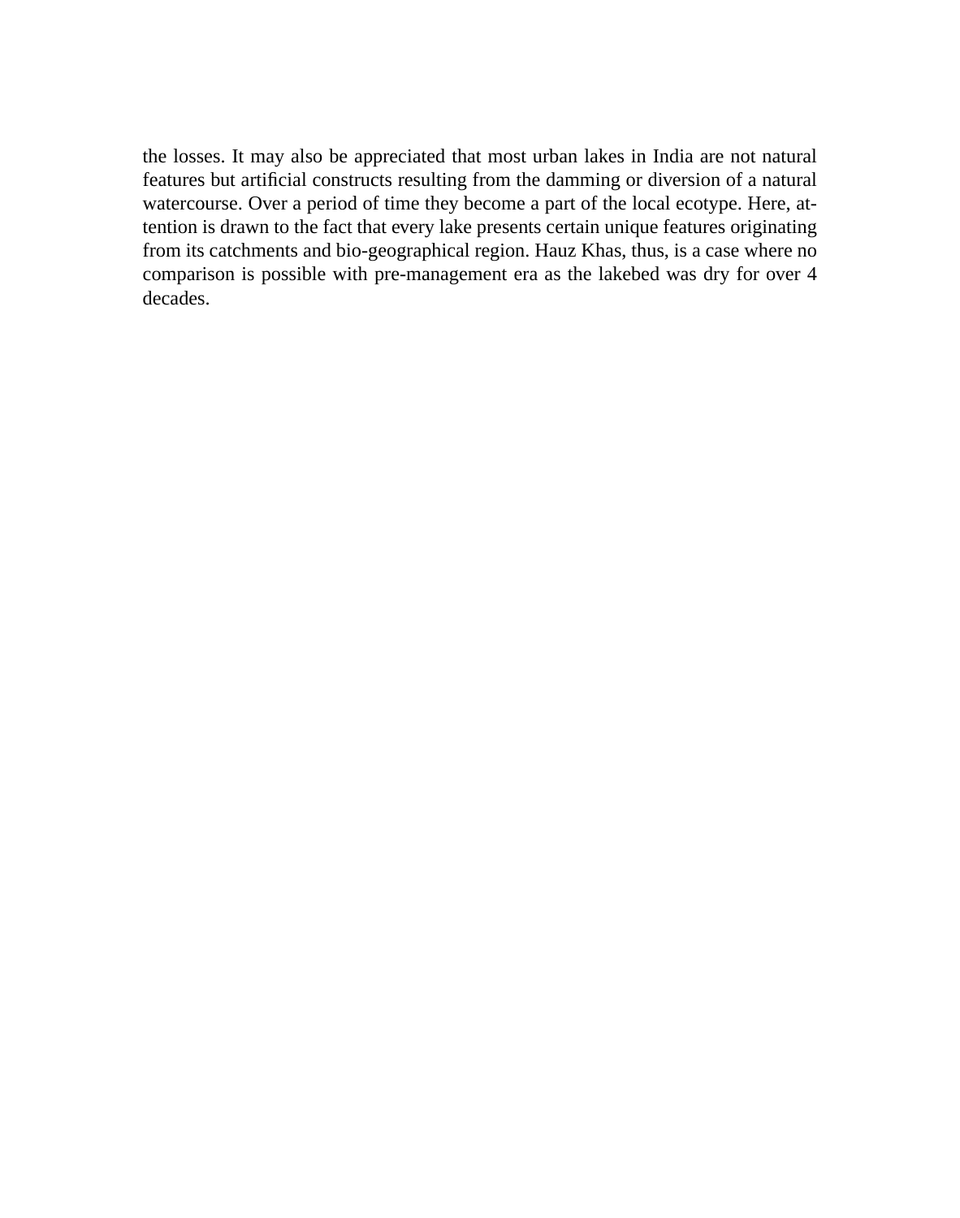the losses. It may also be appreciated that most urban lakes in India are not natural features but artificial constructs resulting from the damming or diversion of a natural watercourse. Over a period of time they become a part of the local ecotype. Here, attention is drawn to the fact that every lake presents certain unique features originating from its catchments and bio-geographical region. Hauz Khas, thus, is a case where no comparison is possible with pre-management era as the lakebed was dry for over 4 decades.